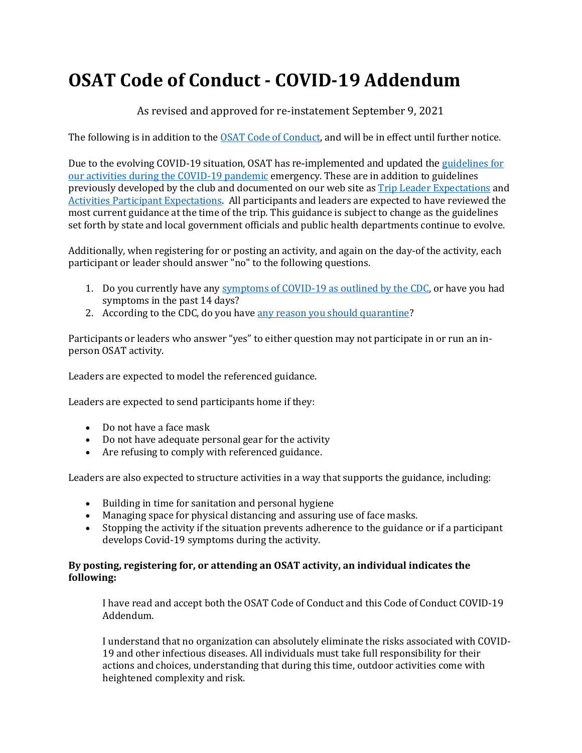# OSAT Code of Conduct - COVID-19 Addendum

As revised and approved for re-instatement September 9, 2021

The following is in addition to the OSAT Code of Conduct, and will be in effect until further notice.

Due to the evolving COVID-19 situation, OSAT has re-implemented and updated the guidelines for our activities during the COVID-19 pandemic emergency. These are in addition to guidelines previously developed by the club and documented on our web site as Trip Leader Expectations and Activities Participant Expectations. All participants and leaders are expected to have reviewed the most current guidance at the time of the trip. This guidance is subject to change as the guidelines set forth by state and local government officials and public health departments continue to evolve.

Additionally, when registering for or posting an activity, and again on the day-of the activity, each participant or leader should answer "no" to the following questions.

1. Do you currently have any symptoms of COVID-19 as outlined by the CDC, or have you had symptoms in the past 14 days?
2. According to the CDC, do you have any reason you should quarantine?

Participants or leaders who answer "yes" to either question may not participate in or run an in-person OSAT activity.

Leaders are expected to model the referenced guidance.

Leaders are expected to send participants home if they:

- Do not have a face mask
- Do not have adequate personal gear for the activity
- Are refusing to comply with referenced guidance.

Leaders are also expected to structure activities in a way that supports the guidance, including:

- Building in time for sanitation and personal hygiene
- Managing space for physical distancing and assuring use of face masks.
- Stopping the activity if the situation prevents adherence to the guidance or if a participant develops Covid-19 symptoms during the activity.

**By posting, registering for, or attending an OSAT activity, an individual indicates the following:**

I have read and accept both the OSAT Code of Conduct and this Code of Conduct COVID-19 Addendum.

I understand that no organization can absolutely eliminate the risks associated with COVID-19 and other infectious diseases. All individuals must take full responsibility for their actions and choices, understanding that during this time, outdoor activities come with heightened complexity and risk.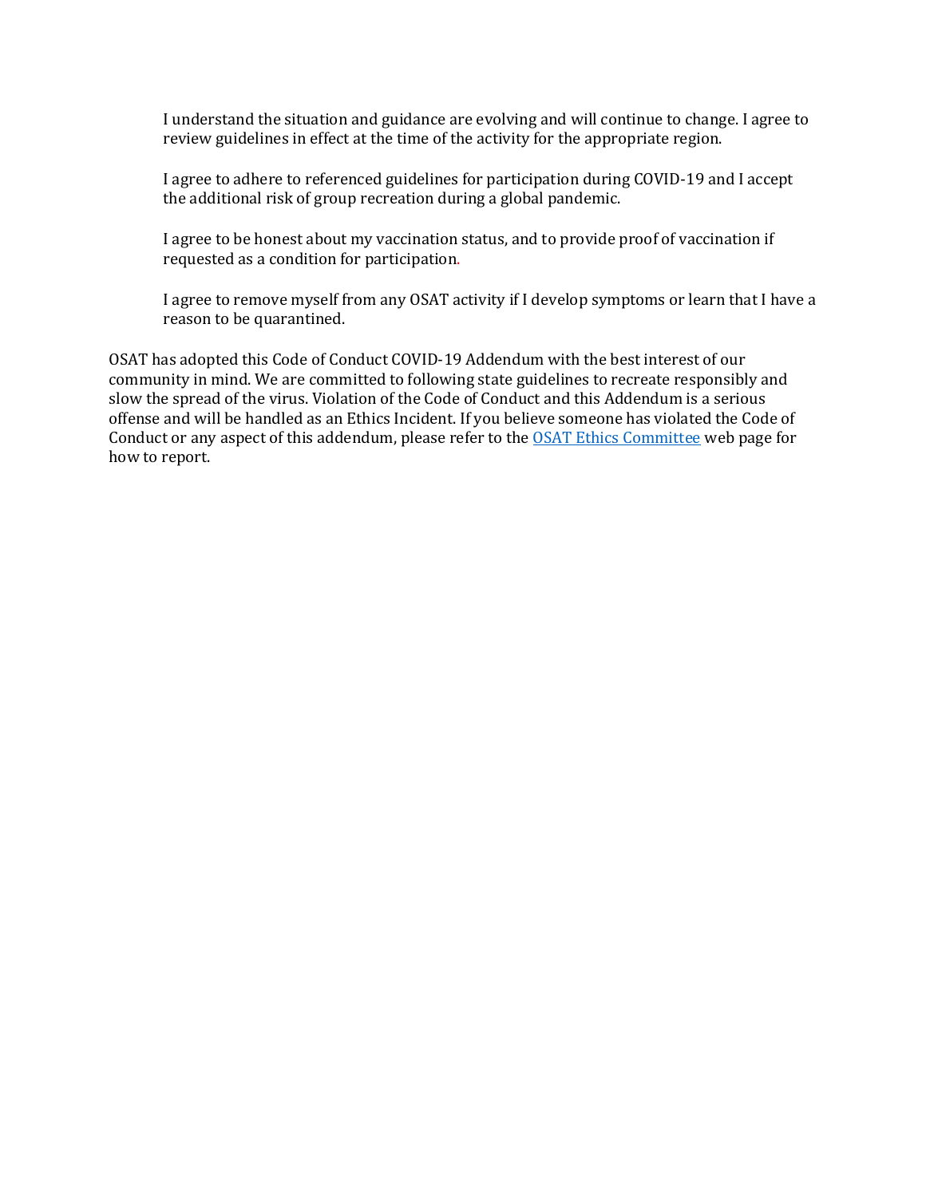I understand the situation and guidance are evolving and will continue to change. I agree to review guidelines in effect at the time of the activity for the appropriate region.

I agree to adhere to referenced guidelines for participation during COVID-19 and I accept the additional risk of group recreation during a global pandemic.

I agree to be honest about my vaccination status, and to provide proof of vaccination if requested as a condition for participation.

I agree to remove myself from any OSAT activity if I develop symptoms or learn that I have a reason to be quarantined.

OSAT has adopted this Code of Conduct COVID-19 Addendum with the best interest of our community in mind. We are committed to following state guidelines to recreate responsibly and slow the spread of the virus. Violation of the Code of Conduct and this Addendum is a serious offense and will be handled as an Ethics Incident. If you believe someone has violated the Code of Conduct or any aspect of this addendum, please refer to the OSAT Ethics Committee web page for how to report.